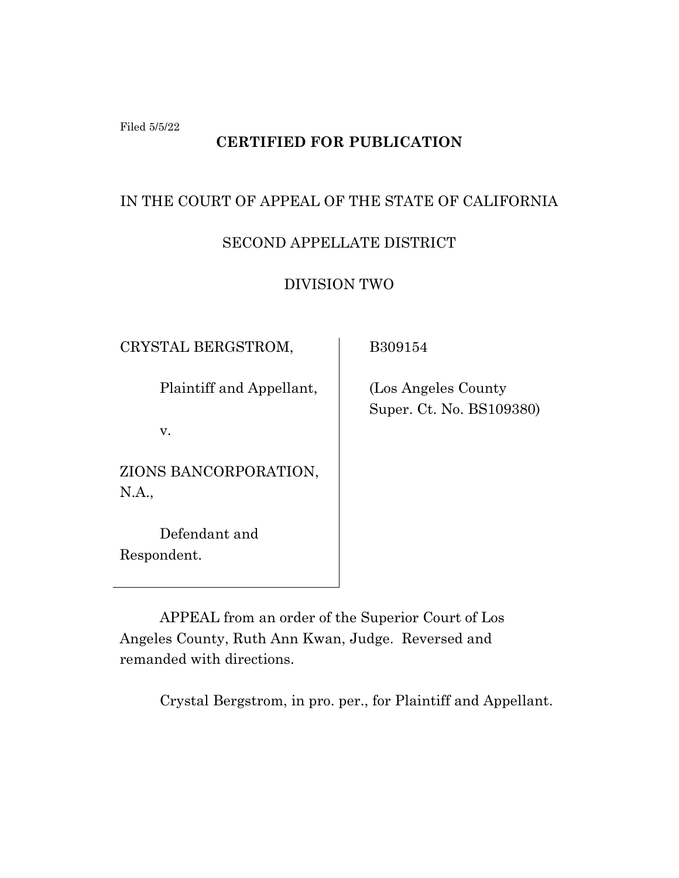Filed 5/5/22

**CERTIFIED FOR PUBLICATION**

IN THE COURT OF APPEAL OF THE STATE OF CALIFORNIA

SECOND APPELLATE DISTRICT

DIVISION TWO

| | |
|---|---|
| CRYSTAL BERGSTROM,<br><br>Plaintiff and Appellant,<br><br>v.<br><br>ZIONS BANCORPORATION, N.A.,<br><br>Defendant and Respondent. | B309154<br><br>(Los Angeles County Super. Ct. No. BS109380) |

APPEAL from an order of the Superior Court of Los Angeles County, Ruth Ann Kwan, Judge. Reversed and remanded with directions.

Crystal Bergstrom, in pro. per., for Plaintiff and Appellant.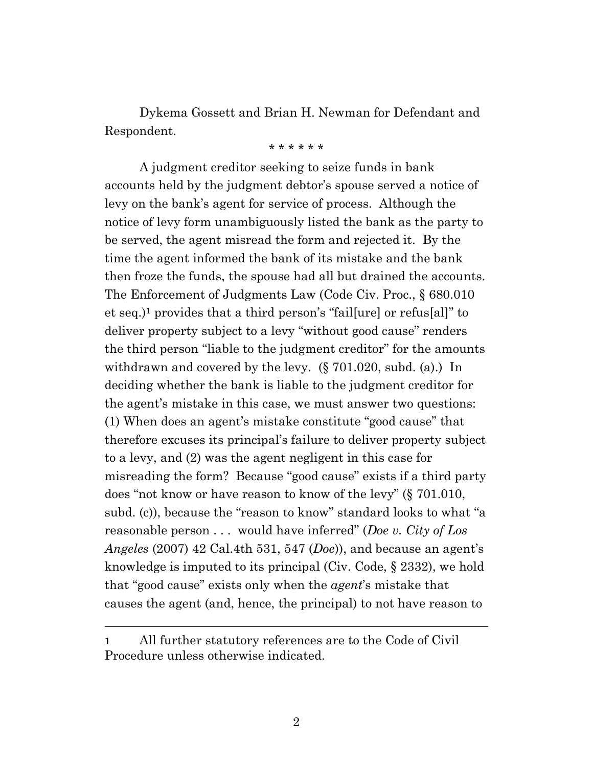Dykema Gossett and Brian H. Newman for Defendant and Respondent.

\* \* \* \* \* \*

A judgment creditor seeking to seize funds in bank accounts held by the judgment debtor's spouse served a notice of levy on the bank's agent for service of process. Although the notice of levy form unambiguously listed the bank as the party to be served, the agent misread the form and rejected it. By the time the agent informed the bank of its mistake and the bank then froze the funds, the spouse had all but drained the accounts. The Enforcement of Judgments Law (Code Civ. Proc., § 680.010 et seq.)[1] provides that a third person's "fail[ure] or refus[al]" to deliver property subject to a levy "without good cause" renders the third person "liable to the judgment creditor" for the amounts withdrawn and covered by the levy. (§ 701.020, subd. (a).) In deciding whether the bank is liable to the judgment creditor for the agent's mistake in this case, we must answer two questions: (1) When does an agent's mistake constitute "good cause" that therefore excuses its principal's failure to deliver property subject to a levy, and (2) was the agent negligent in this case for misreading the form? Because "good cause" exists if a third party does "not know or have reason to know of the levy" (§ 701.010, subd. (c)), because the "reason to know" standard looks to what "a reasonable person . . . would have inferred" (*Doe v. City of Los Angeles* (2007) 42 Cal.4th 531, 547 (*Doe*)), and because an agent's knowledge is imputed to its principal (Civ. Code, § 2332), we hold that "good cause" exists only when the *agent*'s mistake that causes the agent (and, hence, the principal) to not have reason to

---

[1] All further statutory references are to the Code of Civil Procedure unless otherwise indicated.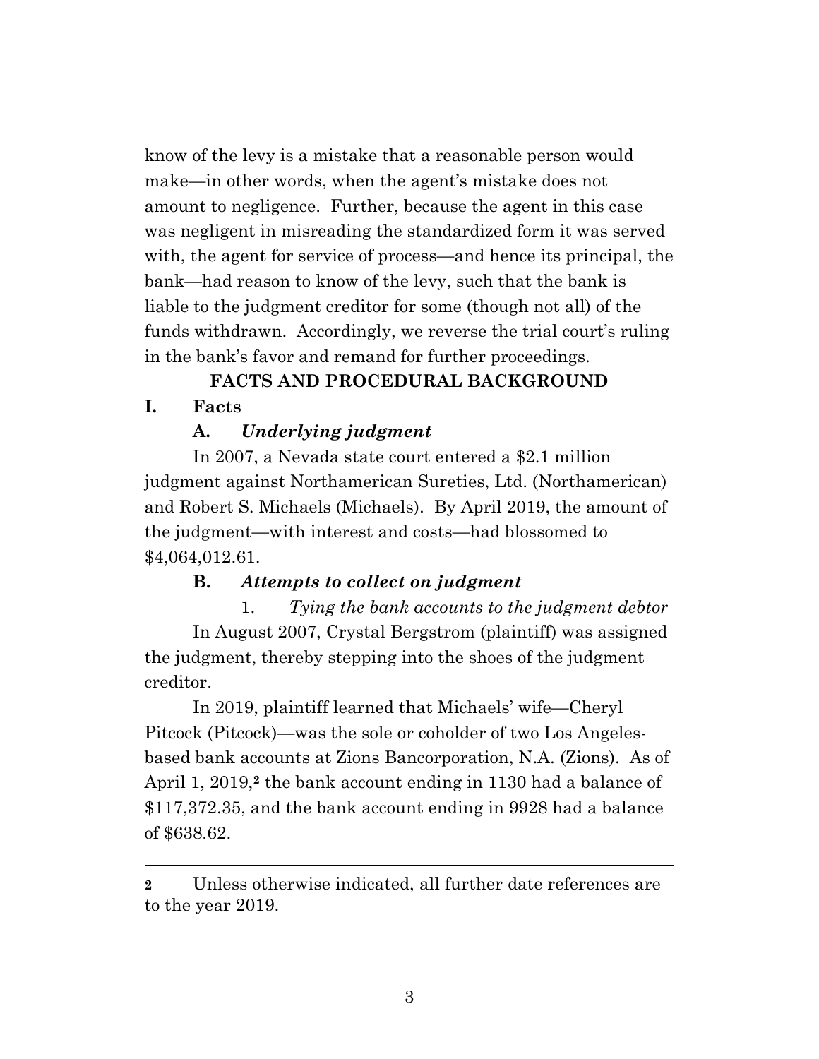know of the levy is a mistake that a reasonable person would make—in other words, when the agent's mistake does not amount to negligence. Further, because the agent in this case was negligent in misreading the standardized form it was served with, the agent for service of process—and hence its principal, the bank—had reason to know of the levy, such that the bank is liable to the judgment creditor for some (though not all) of the funds withdrawn. Accordingly, we reverse the trial court's ruling in the bank's favor and remand for further proceedings.

## FACTS AND PROCEDURAL BACKGROUND

### I. Facts

#### A. *Underlying judgment*

In 2007, a Nevada state court entered a $2.1 million judgment against Northamerican Sureties, Ltd. (Northamerican) and Robert S. Michaels (Michaels). By April 2019, the amount of the judgment—with interest and costs—had blossomed to $4,064,012.61.

#### B. *Attempts to collect on judgment*

1. *Tying the bank accounts to the judgment debtor*

In August 2007, Crystal Bergstrom (plaintiff) was assigned the judgment, thereby stepping into the shoes of the judgment creditor.

In 2019, plaintiff learned that Michaels' wife—Cheryl Pitcock (Pitcock)—was the sole or coholder of two Los Angeles-based bank accounts at Zions Bancorporation, N.A. (Zions). As of April 1, 2019,[2] the bank account ending in 1130 had a balance of $117,372.35, and the bank account ending in 9928 had a balance of $638.62.

---

[2] Unless otherwise indicated, all further date references are to the year 2019.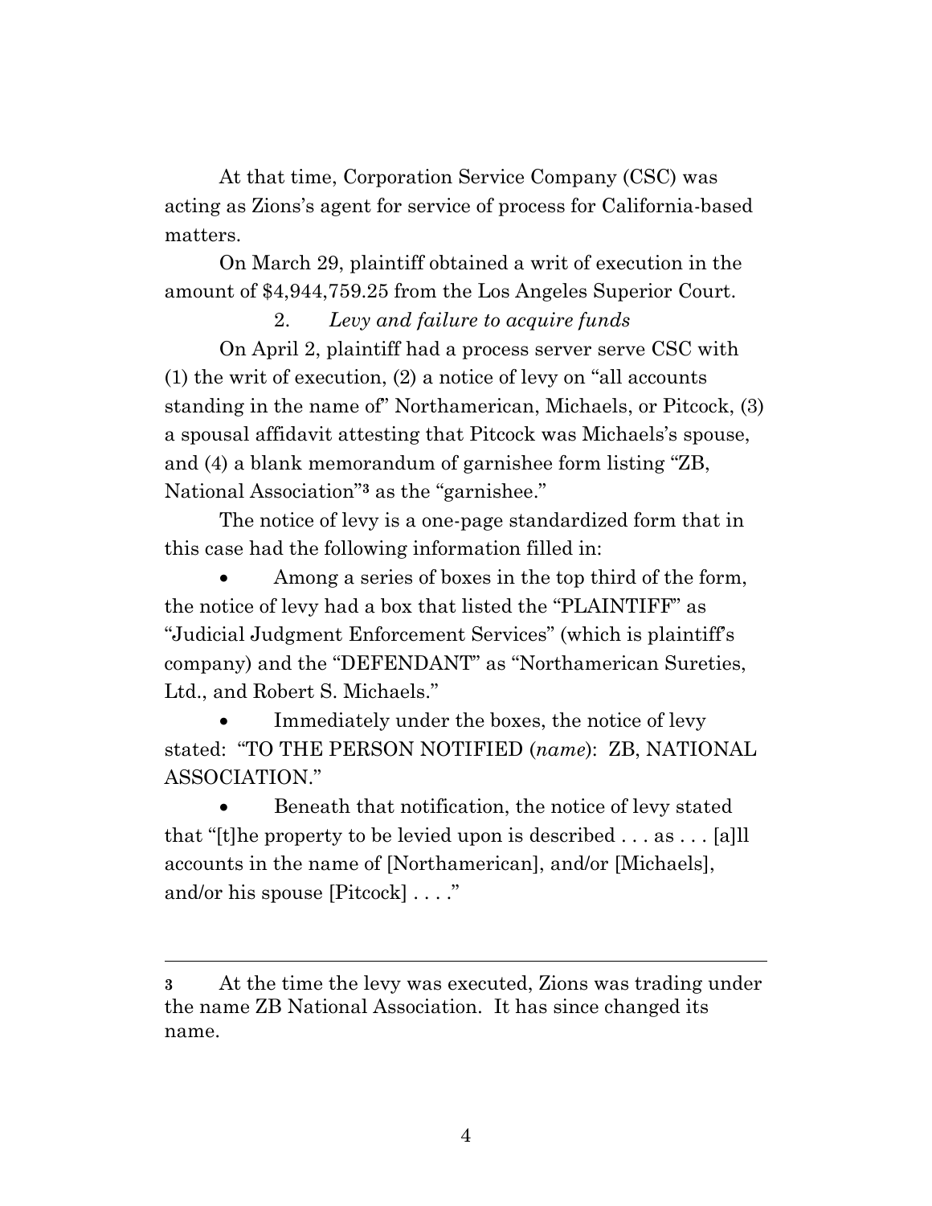At that time, Corporation Service Company (CSC) was acting as Zions's agent for service of process for California-based matters.

On March 29, plaintiff obtained a writ of execution in the amount of $4,944,759.25 from the Los Angeles Superior Court.

2. *Levy and failure to acquire funds*

On April 2, plaintiff had a process server serve CSC with (1) the writ of execution, (2) a notice of levy on "all accounts standing in the name of" Northamerican, Michaels, or Pitcock, (3) a spousal affidavit attesting that Pitcock was Michaels's spouse, and (4) a blank memorandum of garnishee form listing "ZB, National Association"[3] as the "garnishee."

The notice of levy is a one-page standardized form that in this case had the following information filled in:

- Among a series of boxes in the top third of the form, the notice of levy had a box that listed the "PLAINTIFF" as "Judicial Judgment Enforcement Services" (which is plaintiff's company) and the "DEFENDANT" as "Northamerican Sureties, Ltd., and Robert S. Michaels."

- Immediately under the boxes, the notice of levy stated: "TO THE PERSON NOTIFIED (*name*): ZB, NATIONAL ASSOCIATION."

- Beneath that notification, the notice of levy stated that "[t]he property to be levied upon is described . . . as . . . [a]ll accounts in the name of [Northamerican], and/or [Michaels], and/or his spouse [Pitcock] . . . ."

---

[3] At the time the levy was executed, Zions was trading under the name ZB National Association. It has since changed its name.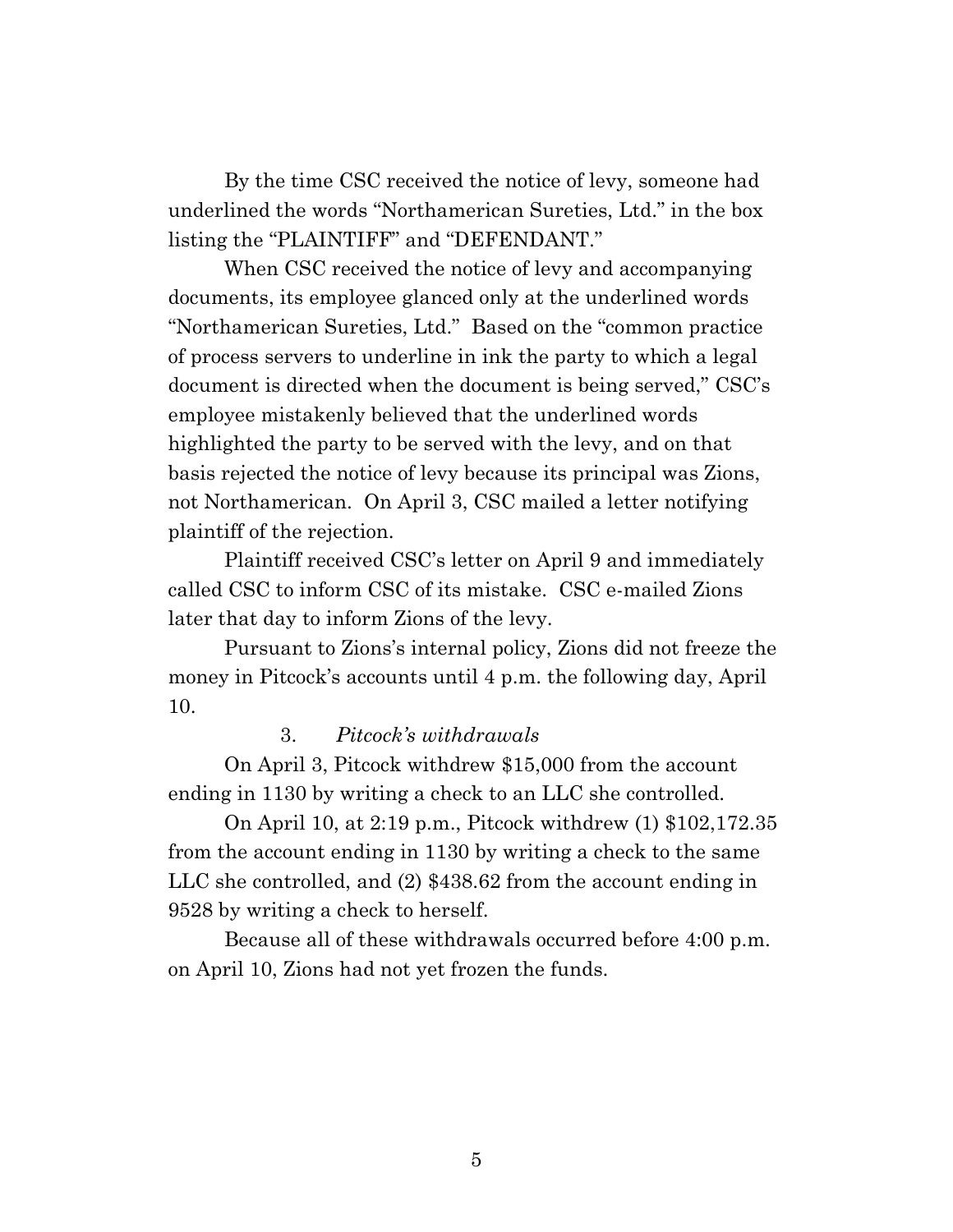By the time CSC received the notice of levy, someone had underlined the words "Northamerican Sureties, Ltd." in the box listing the "PLAINTIFF" and "DEFENDANT."

When CSC received the notice of levy and accompanying documents, its employee glanced only at the underlined words "Northamerican Sureties, Ltd." Based on the "common practice of process servers to underline in ink the party to which a legal document is directed when the document is being served," CSC's employee mistakenly believed that the underlined words highlighted the party to be served with the levy, and on that basis rejected the notice of levy because its principal was Zions, not Northamerican. On April 3, CSC mailed a letter notifying plaintiff of the rejection.

Plaintiff received CSC's letter on April 9 and immediately called CSC to inform CSC of its mistake. CSC e-mailed Zions later that day to inform Zions of the levy.

Pursuant to Zions's internal policy, Zions did not freeze the money in Pitcock's accounts until 4 p.m. the following day, April 10.

### 3. *Pitcock's withdrawals*

On April 3, Pitcock withdrew $15,000 from the account ending in 1130 by writing a check to an LLC she controlled.

On April 10, at 2:19 p.m., Pitcock withdrew (1) $102,172.35 from the account ending in 1130 by writing a check to the same LLC she controlled, and (2) $438.62 from the account ending in 9528 by writing a check to herself.

Because all of these withdrawals occurred before 4:00 p.m. on April 10, Zions had not yet frozen the funds.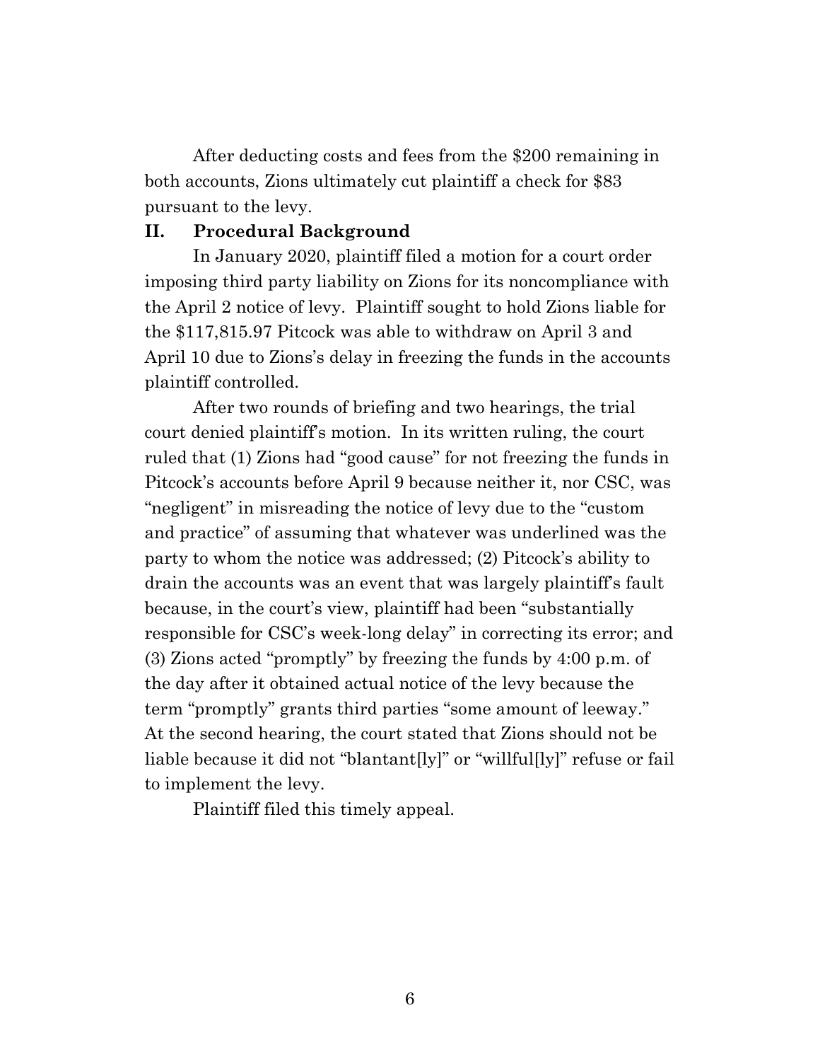After deducting costs and fees from the $200 remaining in both accounts, Zions ultimately cut plaintiff a check for $83 pursuant to the levy.

## II. Procedural Background

In January 2020, plaintiff filed a motion for a court order imposing third party liability on Zions for its noncompliance with the April 2 notice of levy. Plaintiff sought to hold Zions liable for the $117,815.97 Pitcock was able to withdraw on April 3 and April 10 due to Zions's delay in freezing the funds in the accounts plaintiff controlled.

After two rounds of briefing and two hearings, the trial court denied plaintiff's motion. In its written ruling, the court ruled that (1) Zions had "good cause" for not freezing the funds in Pitcock's accounts before April 9 because neither it, nor CSC, was "negligent" in misreading the notice of levy due to the "custom and practice" of assuming that whatever was underlined was the party to whom the notice was addressed; (2) Pitcock's ability to drain the accounts was an event that was largely plaintiff's fault because, in the court's view, plaintiff had been "substantially responsible for CSC's week-long delay" in correcting its error; and (3) Zions acted "promptly" by freezing the funds by 4:00 p.m. of the day after it obtained actual notice of the levy because the term "promptly" grants third parties "some amount of leeway." At the second hearing, the court stated that Zions should not be liable because it did not "blantant[ly]" or "willful[ly]" refuse or fail to implement the levy.

Plaintiff filed this timely appeal.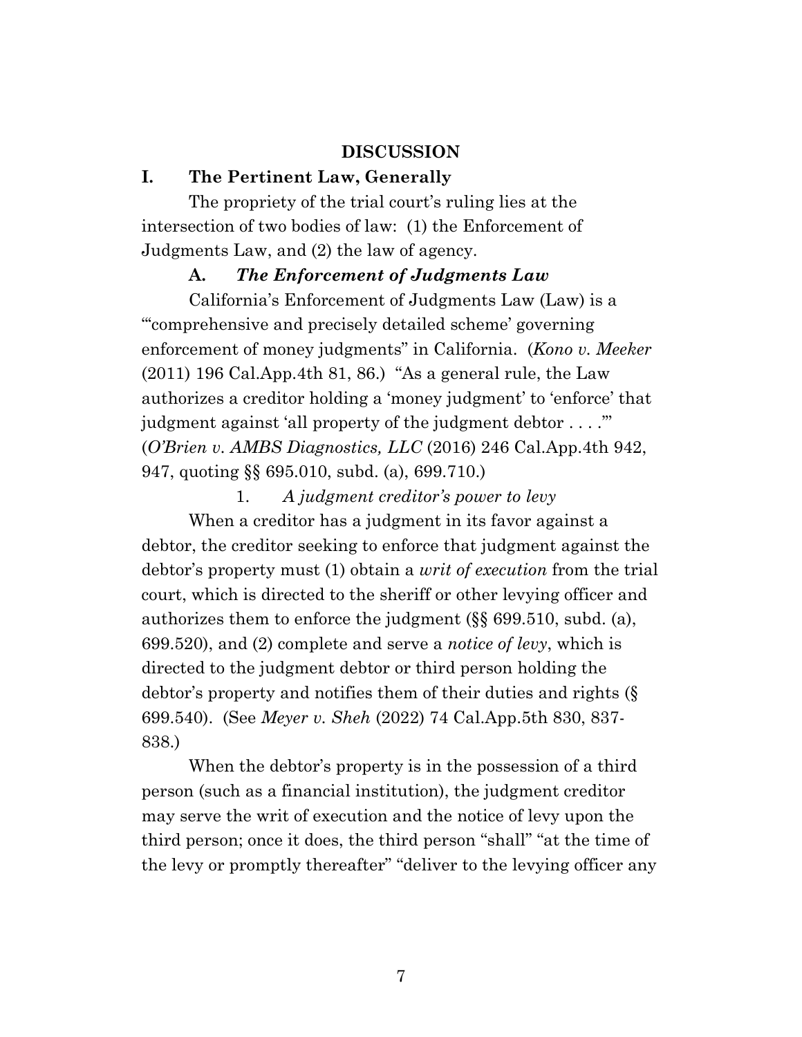## DISCUSSION

### I. The Pertinent Law, Generally

The propriety of the trial court's ruling lies at the intersection of two bodies of law: (1) the Enforcement of Judgments Law, and (2) the law of agency.

#### A. *The Enforcement of Judgments Law*

California's Enforcement of Judgments Law (Law) is a "'comprehensive and precisely detailed scheme' governing enforcement of money judgments" in California. (*Kono v. Meeker* (2011) 196 Cal.App.4th 81, 86.) "As a general rule, the Law authorizes a creditor holding a 'money judgment' to 'enforce' that judgment against 'all property of the judgment debtor . . . .'" (*O'Brien v. AMBS Diagnostics, LLC* (2016) 246 Cal.App.4th 942, 947, quoting §§ 695.010, subd. (a), 699.710.)

1. *A judgment creditor's power to levy*

When a creditor has a judgment in its favor against a debtor, the creditor seeking to enforce that judgment against the debtor's property must (1) obtain a *writ of execution* from the trial court, which is directed to the sheriff or other levying officer and authorizes them to enforce the judgment (§§ 699.510, subd. (a), 699.520), and (2) complete and serve a *notice of levy*, which is directed to the judgment debtor or third person holding the debtor's property and notifies them of their duties and rights (§ 699.540). (See *Meyer v. Sheh* (2022) 74 Cal.App.5th 830, 837-838.)

When the debtor's property is in the possession of a third person (such as a financial institution), the judgment creditor may serve the writ of execution and the notice of levy upon the third person; once it does, the third person "shall" "at the time of the levy or promptly thereafter" "deliver to the levying officer any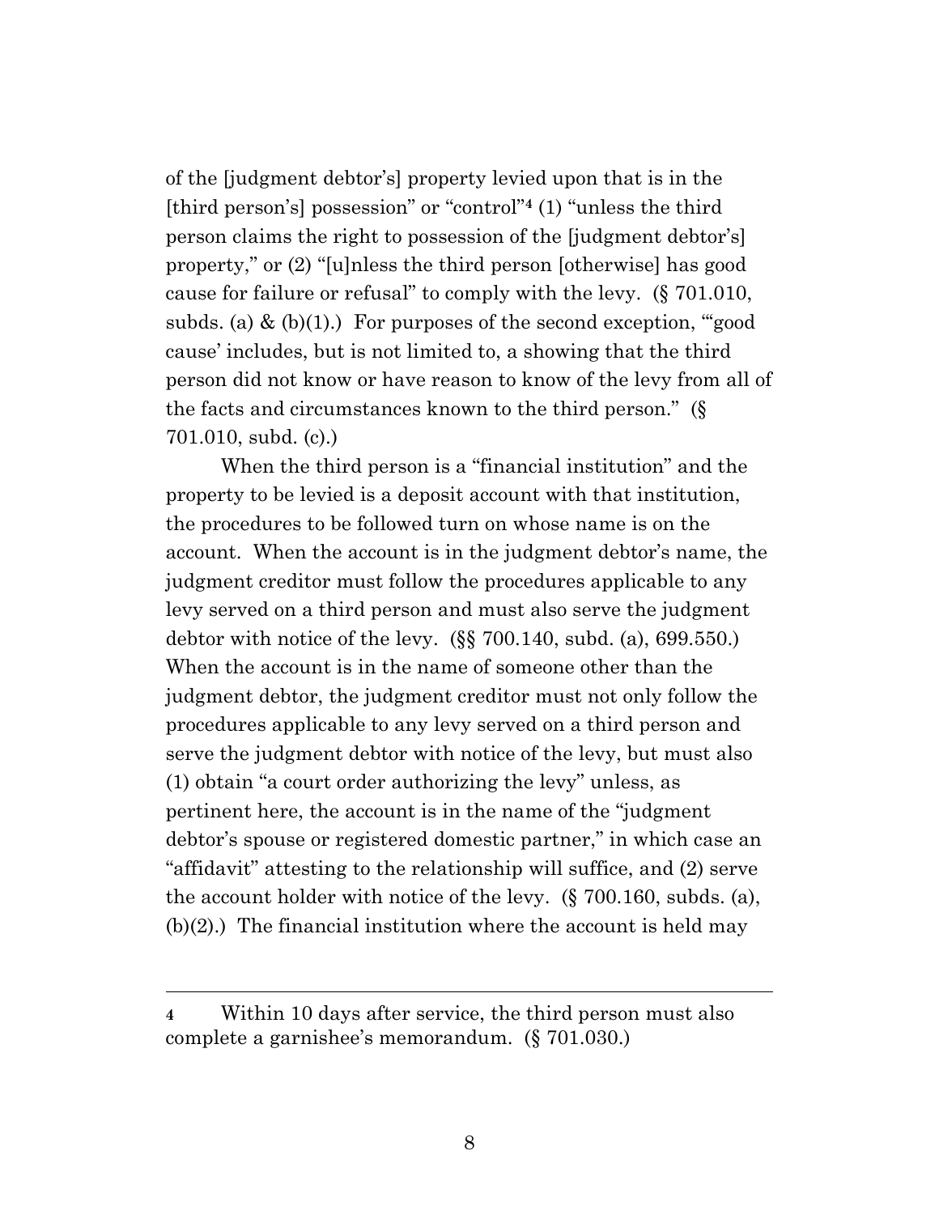of the [judgment debtor's] property levied upon that is in the [third person's] possession" or "control"[4] (1) "unless the third person claims the right to possession of the [judgment debtor's] property," or (2) "[u]nless the third person [otherwise] has good cause for failure or refusal" to comply with the levy. (§ 701.010, subds. (a) & (b)(1).) For purposes of the second exception, "'good cause' includes, but is not limited to, a showing that the third person did not know or have reason to know of the levy from all of the facts and circumstances known to the third person." (§ 701.010, subd. (c).)

When the third person is a "financial institution" and the property to be levied is a deposit account with that institution, the procedures to be followed turn on whose name is on the account. When the account is in the judgment debtor's name, the judgment creditor must follow the procedures applicable to any levy served on a third person and must also serve the judgment debtor with notice of the levy. (§§ 700.140, subd. (a), 699.550.) When the account is in the name of someone other than the judgment debtor, the judgment creditor must not only follow the procedures applicable to any levy served on a third person and serve the judgment debtor with notice of the levy, but must also (1) obtain "a court order authorizing the levy" unless, as pertinent here, the account is in the name of the "judgment debtor's spouse or registered domestic partner," in which case an "affidavit" attesting to the relationship will suffice, and (2) serve the account holder with notice of the levy. (§ 700.160, subds. (a), (b)(2).) The financial institution where the account is held may

---

[4] Within 10 days after service, the third person must also complete a garnishee's memorandum. (§ 701.030.)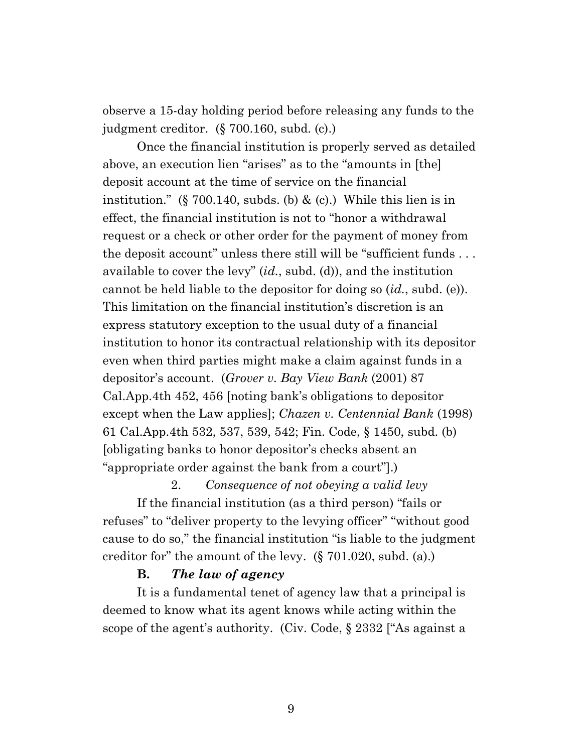observe a 15-day holding period before releasing any funds to the judgment creditor. (§ 700.160, subd. (c).)

Once the financial institution is properly served as detailed above, an execution lien "arises" as to the "amounts in [the] deposit account at the time of service on the financial institution." (§ 700.140, subds. (b) & (c).) While this lien is in effect, the financial institution is not to "honor a withdrawal request or a check or other order for the payment of money from the deposit account" unless there still will be "sufficient funds . . . available to cover the levy" (*id.*, subd. (d)), and the institution cannot be held liable to the depositor for doing so (*id.*, subd. (e)). This limitation on the financial institution's discretion is an express statutory exception to the usual duty of a financial institution to honor its contractual relationship with its depositor even when third parties might make a claim against funds in a depositor's account. (*Grover v. Bay View Bank* (2001) 87 Cal.App.4th 452, 456 [noting bank's obligations to depositor except when the Law applies]; *Chazen v. Centennial Bank* (1998) 61 Cal.App.4th 532, 537, 539, 542; Fin. Code, § 1450, subd. (b) [obligating banks to honor depositor's checks absent an "appropriate order against the bank from a court"].)

2. *Consequence of not obeying a valid levy*

If the financial institution (as a third person) "fails or refuses" to "deliver property to the levying officer" "without good cause to do so," the financial institution "is liable to the judgment creditor for" the amount of the levy. (§ 701.020, subd. (a).)

**B. *The law of agency***

It is a fundamental tenet of agency law that a principal is deemed to know what its agent knows while acting within the scope of the agent's authority. (Civ. Code, § 2332 ["As against a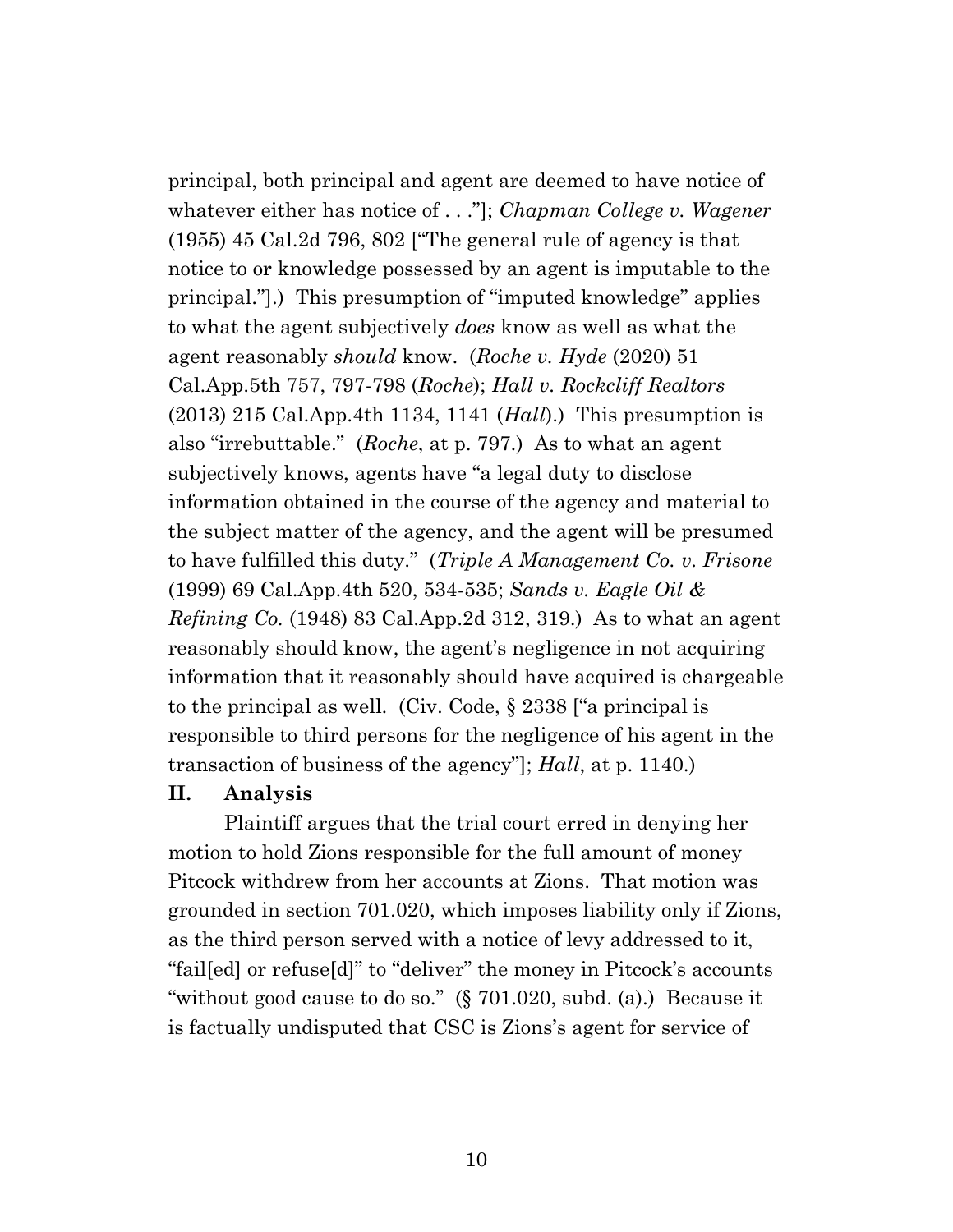principal, both principal and agent are deemed to have notice of whatever either has notice of . . ."]; *Chapman College v. Wagener* (1955) 45 Cal.2d 796, 802 ["The general rule of agency is that notice to or knowledge possessed by an agent is imputable to the principal."].) This presumption of "imputed knowledge" applies to what the agent subjectively *does* know as well as what the agent reasonably *should* know. (*Roche v. Hyde* (2020) 51 Cal.App.5th 757, 797-798 (*Roche*); *Hall v. Rockcliff Realtors* (2013) 215 Cal.App.4th 1134, 1141 (*Hall*).) This presumption is also "irrebuttable." (*Roche*, at p. 797.) As to what an agent subjectively knows, agents have "a legal duty to disclose information obtained in the course of the agency and material to the subject matter of the agency, and the agent will be presumed to have fulfilled this duty." (*Triple A Management Co. v. Frisone* (1999) 69 Cal.App.4th 520, 534-535; *Sands v. Eagle Oil & Refining Co.* (1948) 83 Cal.App.2d 312, 319.) As to what an agent reasonably should know, the agent's negligence in not acquiring information that it reasonably should have acquired is chargeable to the principal as well. (Civ. Code, § 2338 ["a principal is responsible to third persons for the negligence of his agent in the transaction of business of the agency"]; *Hall*, at p. 1140.)

## II. Analysis

Plaintiff argues that the trial court erred in denying her motion to hold Zions responsible for the full amount of money Pitcock withdrew from her accounts at Zions. That motion was grounded in section 701.020, which imposes liability only if Zions, as the third person served with a notice of levy addressed to it, "fail[ed] or refuse[d]" to "deliver" the money in Pitcock's accounts "without good cause to do so." (§ 701.020, subd. (a).) Because it is factually undisputed that CSC is Zions's agent for service of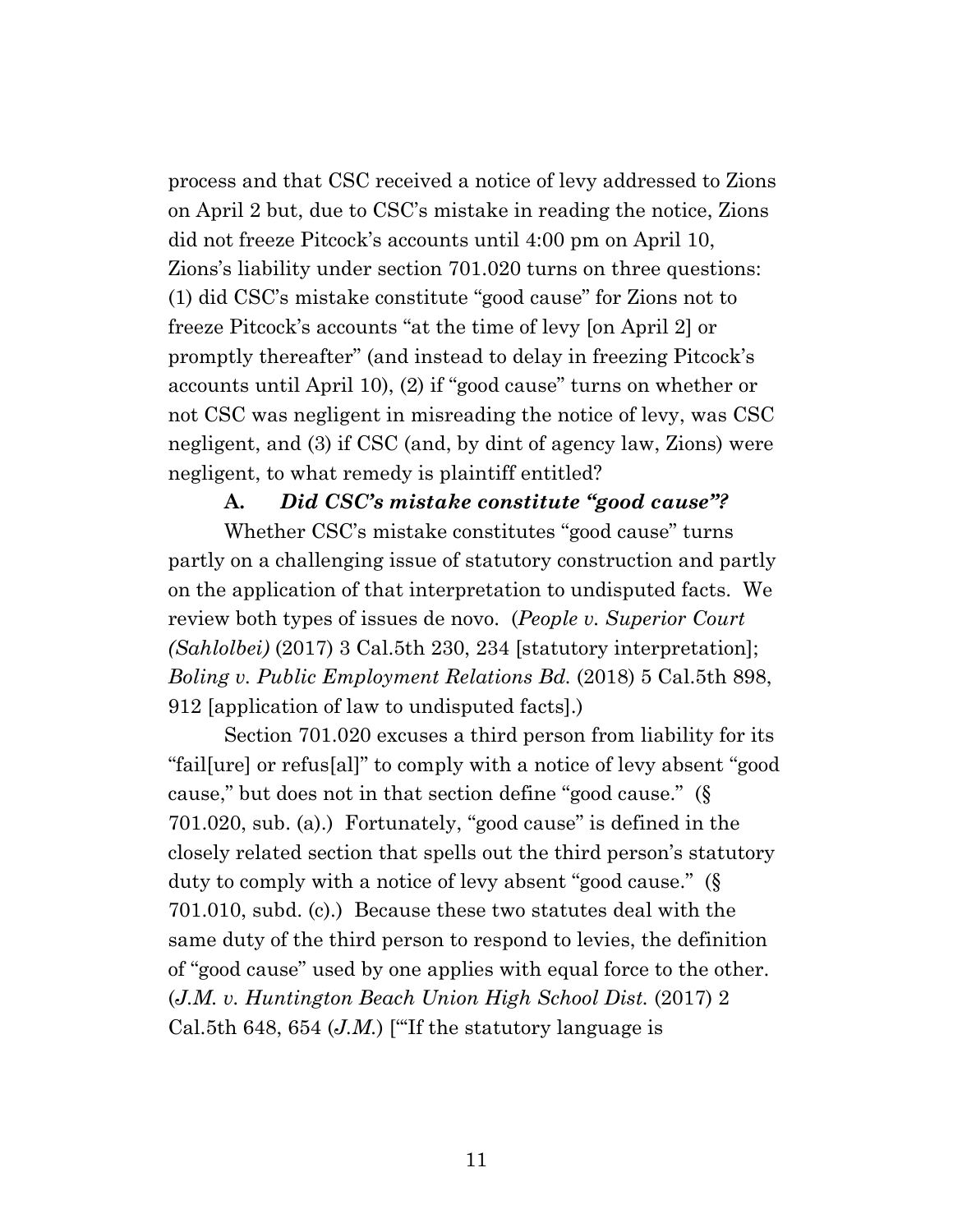process and that CSC received a notice of levy addressed to Zions on April 2 but, due to CSC's mistake in reading the notice, Zions did not freeze Pitcock's accounts until 4:00 pm on April 10, Zions's liability under section 701.020 turns on three questions: (1) did CSC's mistake constitute "good cause" for Zions not to freeze Pitcock's accounts "at the time of levy [on April 2] or promptly thereafter" (and instead to delay in freezing Pitcock's accounts until April 10), (2) if "good cause" turns on whether or not CSC was negligent in misreading the notice of levy, was CSC negligent, and (3) if CSC (and, by dint of agency law, Zions) were negligent, to what remedy is plaintiff entitled?

### A. *Did CSC's mistake constitute "good cause"?*

Whether CSC's mistake constitutes "good cause" turns partly on a challenging issue of statutory construction and partly on the application of that interpretation to undisputed facts. We review both types of issues de novo. (*People v. Superior Court (Sahlolbei)* (2017) 3 Cal.5th 230, 234 [statutory interpretation]; *Boling v. Public Employment Relations Bd.* (2018) 5 Cal.5th 898, 912 [application of law to undisputed facts].)

Section 701.020 excuses a third person from liability for its "fail[ure] or refus[al]" to comply with a notice of levy absent "good cause," but does not in that section define "good cause." (§ 701.020, sub. (a).) Fortunately, "good cause" is defined in the closely related section that spells out the third person's statutory duty to comply with a notice of levy absent "good cause." (§ 701.010, subd. (c).) Because these two statutes deal with the same duty of the third person to respond to levies, the definition of "good cause" used by one applies with equal force to the other. (*J.M. v. Huntington Beach Union High School Dist.* (2017) 2 Cal.5th 648, 654 (*J.M.*) ["'If the statutory language is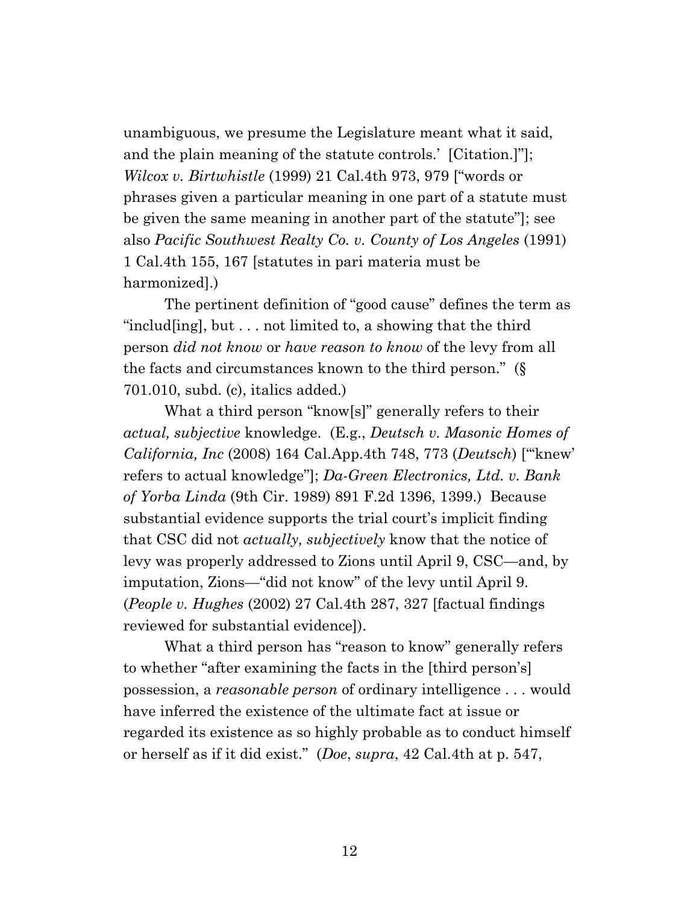unambiguous, we presume the Legislature meant what it said, and the plain meaning of the statute controls.' [Citation.]"]; *Wilcox v. Birtwhistle* (1999) 21 Cal.4th 973, 979 ["words or phrases given a particular meaning in one part of a statute must be given the same meaning in another part of the statute"]; see also *Pacific Southwest Realty Co. v. County of Los Angeles* (1991) 1 Cal.4th 155, 167 [statutes in pari materia must be harmonized].)

The pertinent definition of "good cause" defines the term as "includ[ing], but . . . not limited to, a showing that the third person *did not know* or *have reason to know* of the levy from all the facts and circumstances known to the third person." (§ 701.010, subd. (c), italics added.)

What a third person "know[s]" generally refers to their *actual, subjective* knowledge. (E.g., *Deutsch v. Masonic Homes of California, Inc* (2008) 164 Cal.App.4th 748, 773 (*Deutsch*) ["'knew' refers to actual knowledge"]; *Da-Green Electronics, Ltd. v. Bank of Yorba Linda* (9th Cir. 1989) 891 F.2d 1396, 1399.) Because substantial evidence supports the trial court's implicit finding that CSC did not *actually, subjectively* know that the notice of levy was properly addressed to Zions until April 9, CSC—and, by imputation, Zions—"did not know" of the levy until April 9. (*People v. Hughes* (2002) 27 Cal.4th 287, 327 [factual findings reviewed for substantial evidence]).

What a third person has "reason to know" generally refers to whether "after examining the facts in the [third person's] possession, a *reasonable person* of ordinary intelligence . . . would have inferred the existence of the ultimate fact at issue or regarded its existence as so highly probable as to conduct himself or herself as if it did exist." (*Doe*, *supra*, 42 Cal.4th at p. 547,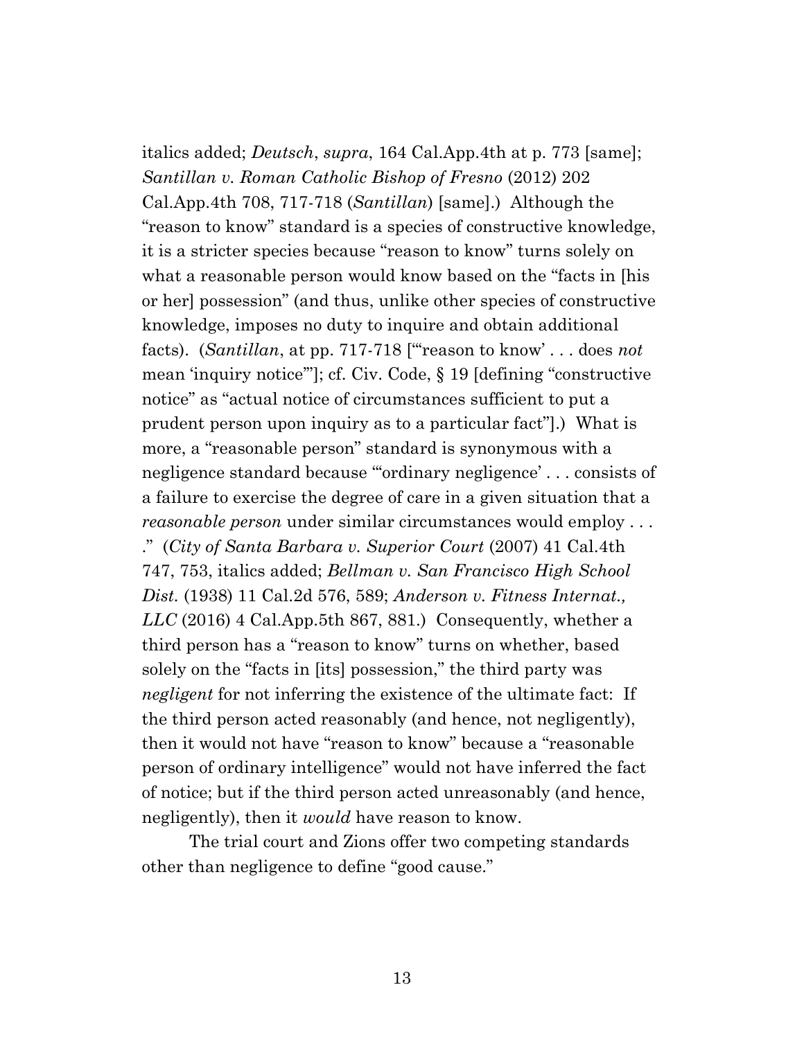italics added; *Deutsch*, *supra*, 164 Cal.App.4th at p. 773 [same]; *Santillan v. Roman Catholic Bishop of Fresno* (2012) 202 Cal.App.4th 708, 717-718 (*Santillan*) [same].) Although the "reason to know" standard is a species of constructive knowledge, it is a stricter species because "reason to know" turns solely on what a reasonable person would know based on the "facts in [his or her] possession" (and thus, unlike other species of constructive knowledge, imposes no duty to inquire and obtain additional facts). (*Santillan*, at pp. 717-718 ["'reason to know' . . . does *not* mean 'inquiry notice'"]; cf. Civ. Code, § 19 [defining "constructive notice" as "actual notice of circumstances sufficient to put a prudent person upon inquiry as to a particular fact"].) What is more, a "reasonable person" standard is synonymous with a negligence standard because "'ordinary negligence' . . . consists of a failure to exercise the degree of care in a given situation that a *reasonable person* under similar circumstances would employ . . . ." (*City of Santa Barbara v. Superior Court* (2007) 41 Cal.4th 747, 753, italics added; *Bellman v. San Francisco High School Dist.* (1938) 11 Cal.2d 576, 589; *Anderson v. Fitness Internat., LLC* (2016) 4 Cal.App.5th 867, 881.) Consequently, whether a third person has a "reason to know" turns on whether, based solely on the "facts in [its] possession," the third party was *negligent* for not inferring the existence of the ultimate fact: If the third person acted reasonably (and hence, not negligently), then it would not have "reason to know" because a "reasonable person of ordinary intelligence" would not have inferred the fact of notice; but if the third person acted unreasonably (and hence, negligently), then it *would* have reason to know.

The trial court and Zions offer two competing standards other than negligence to define "good cause."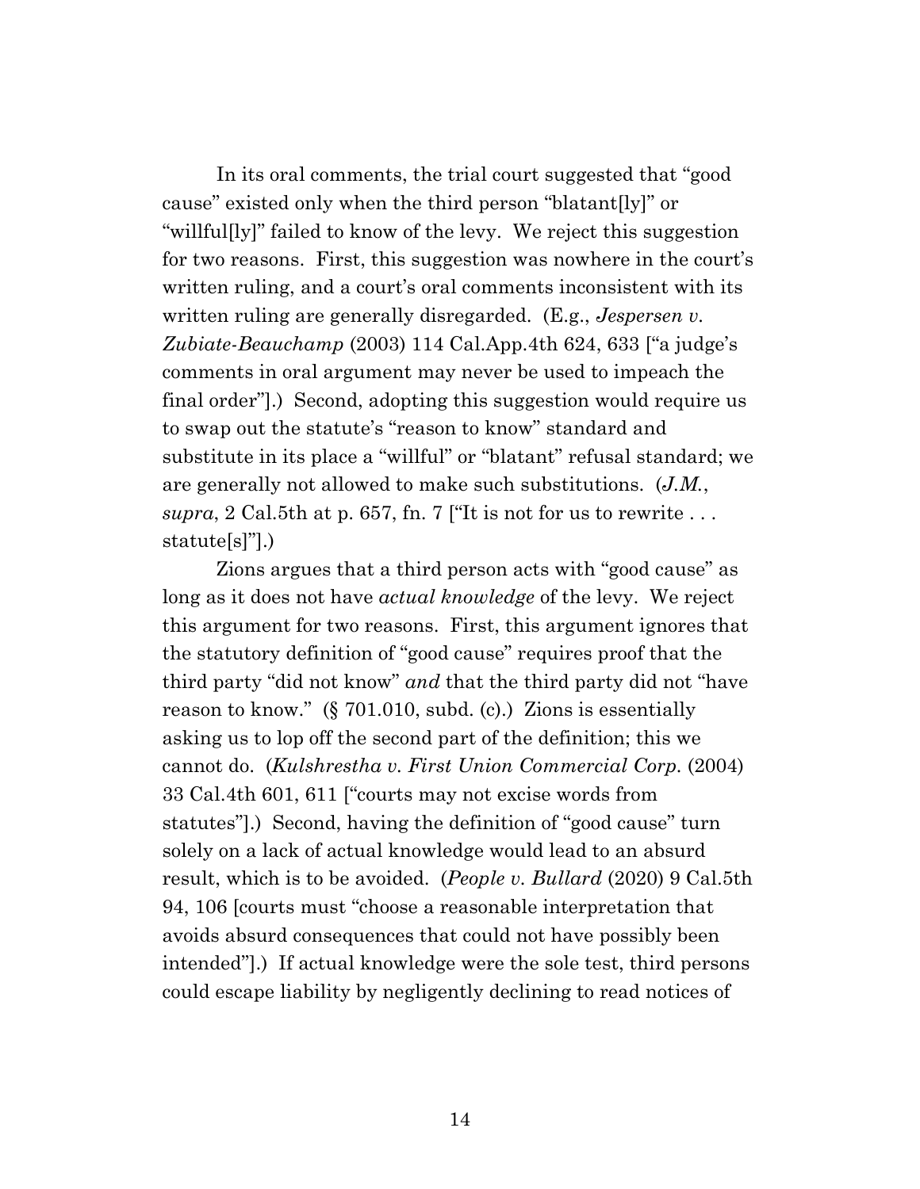In its oral comments, the trial court suggested that "good cause" existed only when the third person "blatant[ly]" or "willful[ly]" failed to know of the levy. We reject this suggestion for two reasons. First, this suggestion was nowhere in the court's written ruling, and a court's oral comments inconsistent with its written ruling are generally disregarded. (E.g., *Jespersen v. Zubiate-Beauchamp* (2003) 114 Cal.App.4th 624, 633 ["a judge's comments in oral argument may never be used to impeach the final order"].) Second, adopting this suggestion would require us to swap out the statute's "reason to know" standard and substitute in its place a "willful" or "blatant" refusal standard; we are generally not allowed to make such substitutions. (*J.M.*, *supra*, 2 Cal.5th at p. 657, fn. 7 ["It is not for us to rewrite . . . statute[s]"].)

Zions argues that a third person acts with "good cause" as long as it does not have *actual knowledge* of the levy. We reject this argument for two reasons. First, this argument ignores that the statutory definition of "good cause" requires proof that the third party "did not know" *and* that the third party did not "have reason to know." (§ 701.010, subd. (c).) Zions is essentially asking us to lop off the second part of the definition; this we cannot do. (*Kulshrestha v. First Union Commercial Corp.* (2004) 33 Cal.4th 601, 611 ["courts may not excise words from statutes"].) Second, having the definition of "good cause" turn solely on a lack of actual knowledge would lead to an absurd result, which is to be avoided. (*People v. Bullard* (2020) 9 Cal.5th 94, 106 [courts must "choose a reasonable interpretation that avoids absurd consequences that could not have possibly been intended"].) If actual knowledge were the sole test, third persons could escape liability by negligently declining to read notices of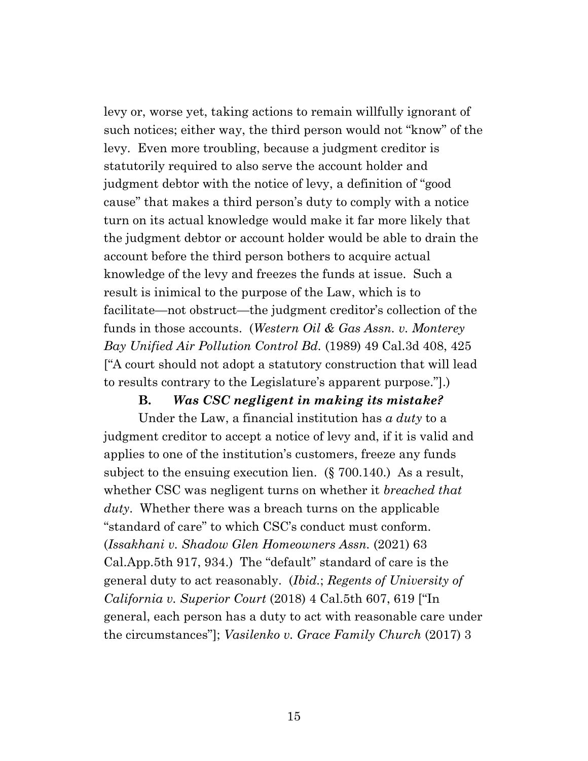levy or, worse yet, taking actions to remain willfully ignorant of such notices; either way, the third person would not "know" of the levy. Even more troubling, because a judgment creditor is statutorily required to also serve the account holder and judgment debtor with the notice of levy, a definition of "good cause" that makes a third person's duty to comply with a notice turn on its actual knowledge would make it far more likely that the judgment debtor or account holder would be able to drain the account before the third person bothers to acquire actual knowledge of the levy and freezes the funds at issue. Such a result is inimical to the purpose of the Law, which is to facilitate—not obstruct—the judgment creditor's collection of the funds in those accounts. (*Western Oil & Gas Assn. v. Monterey Bay Unified Air Pollution Control Bd.* (1989) 49 Cal.3d 408, 425 ["A court should not adopt a statutory construction that will lead to results contrary to the Legislature's apparent purpose."].)

**B. *Was CSC negligent in making its mistake?***

Under the Law, a financial institution has *a duty* to a judgment creditor to accept a notice of levy and, if it is valid and applies to one of the institution's customers, freeze any funds subject to the ensuing execution lien. (§ 700.140.) As a result, whether CSC was negligent turns on whether it *breached that duty*. Whether there was a breach turns on the applicable "standard of care" to which CSC's conduct must conform. (*Issakhani v. Shadow Glen Homeowners Assn.* (2021) 63 Cal.App.5th 917, 934.) The "default" standard of care is the general duty to act reasonably. (*Ibid.*; *Regents of University of California v. Superior Court* (2018) 4 Cal.5th 607, 619 ["In general, each person has a duty to act with reasonable care under the circumstances"]; *Vasilenko v. Grace Family Church* (2017) 3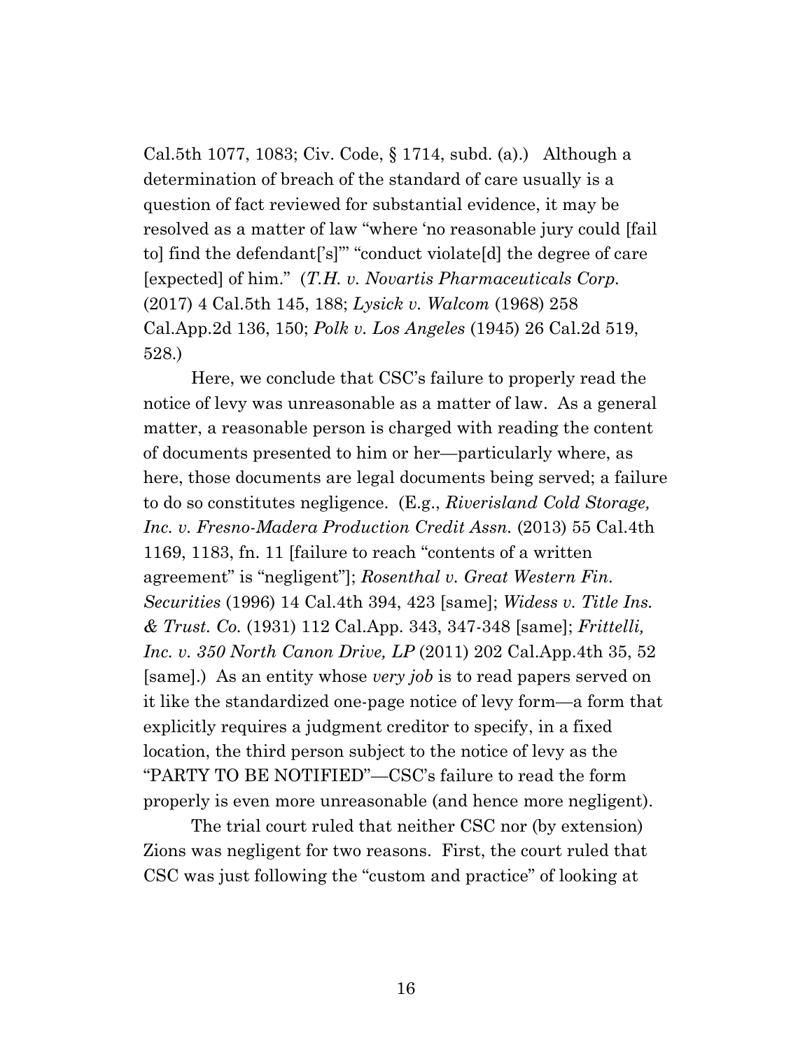Cal.5th 1077, 1083; Civ. Code, § 1714, subd. (a).) Although a determination of breach of the standard of care usually is a question of fact reviewed for substantial evidence, it may be resolved as a matter of law "where 'no reasonable jury could [fail to] find the defendant['s]'" "conduct violate[d] the degree of care [expected] of him." (*T.H. v. Novartis Pharmaceuticals Corp.* (2017) 4 Cal.5th 145, 188; *Lysick v. Walcom* (1968) 258 Cal.App.2d 136, 150; *Polk v. Los Angeles* (1945) 26 Cal.2d 519, 528.)

Here, we conclude that CSC's failure to properly read the notice of levy was unreasonable as a matter of law. As a general matter, a reasonable person is charged with reading the content of documents presented to him or her—particularly where, as here, those documents are legal documents being served; a failure to do so constitutes negligence. (E.g., *Riverisland Cold Storage, Inc. v. Fresno-Madera Production Credit Assn.* (2013) 55 Cal.4th 1169, 1183, fn. 11 [failure to reach "contents of a written agreement" is "negligent"]; *Rosenthal v. Great Western Fin. Securities* (1996) 14 Cal.4th 394, 423 [same]; *Widess v. Title Ins. & Trust. Co.* (1931) 112 Cal.App. 343, 347-348 [same]; *Frittelli, Inc. v. 350 North Canon Drive, LP* (2011) 202 Cal.App.4th 35, 52 [same].) As an entity whose *very job* is to read papers served on it like the standardized one-page notice of levy form—a form that explicitly requires a judgment creditor to specify, in a fixed location, the third person subject to the notice of levy as the "PARTY TO BE NOTIFIED"—CSC's failure to read the form properly is even more unreasonable (and hence more negligent).

The trial court ruled that neither CSC nor (by extension) Zions was negligent for two reasons. First, the court ruled that CSC was just following the "custom and practice" of looking at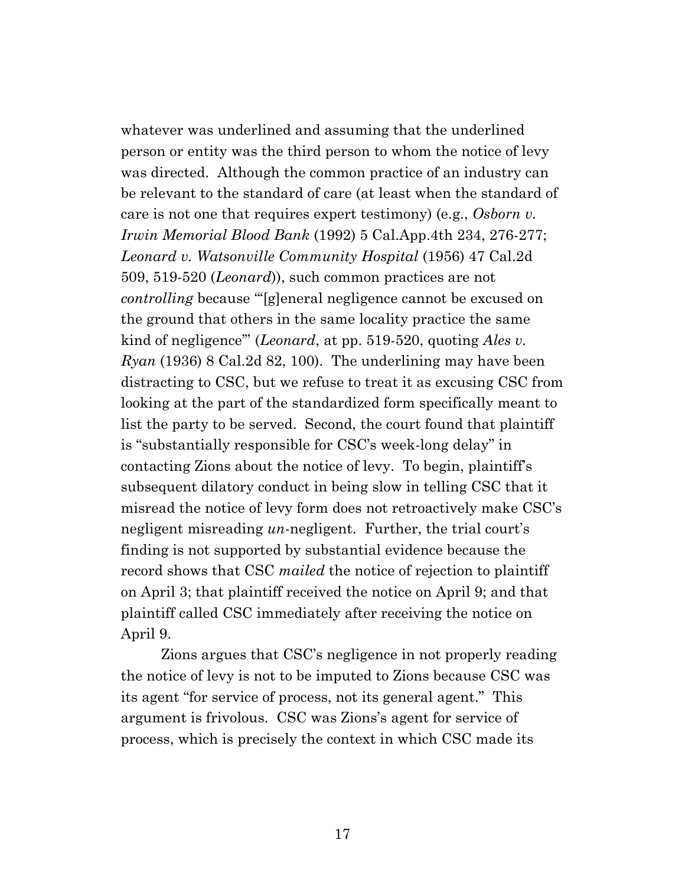whatever was underlined and assuming that the underlined person or entity was the third person to whom the notice of levy was directed. Although the common practice of an industry can be relevant to the standard of care (at least when the standard of care is not one that requires expert testimony) (e.g., *Osborn v. Irwin Memorial Blood Bank* (1992) 5 Cal.App.4th 234, 276-277; *Leonard v. Watsonville Community Hospital* (1956) 47 Cal.2d 509, 519-520 (*Leonard*)), such common practices are not *controlling* because "'[g]eneral negligence cannot be excused on the ground that others in the same locality practice the same kind of negligence'" (*Leonard*, at pp. 519-520, quoting *Ales v. Ryan* (1936) 8 Cal.2d 82, 100). The underlining may have been distracting to CSC, but we refuse to treat it as excusing CSC from looking at the part of the standardized form specifically meant to list the party to be served. Second, the court found that plaintiff is "substantially responsible for CSC's week-long delay" in contacting Zions about the notice of levy. To begin, plaintiff's subsequent dilatory conduct in being slow in telling CSC that it misread the notice of levy form does not retroactively make CSC's negligent misreading *un*-negligent. Further, the trial court's finding is not supported by substantial evidence because the record shows that CSC *mailed* the notice of rejection to plaintiff on April 3; that plaintiff received the notice on April 9; and that plaintiff called CSC immediately after receiving the notice on April 9.

Zions argues that CSC's negligence in not properly reading the notice of levy is not to be imputed to Zions because CSC was its agent "for service of process, not its general agent." This argument is frivolous. CSC was Zions's agent for service of process, which is precisely the context in which CSC made its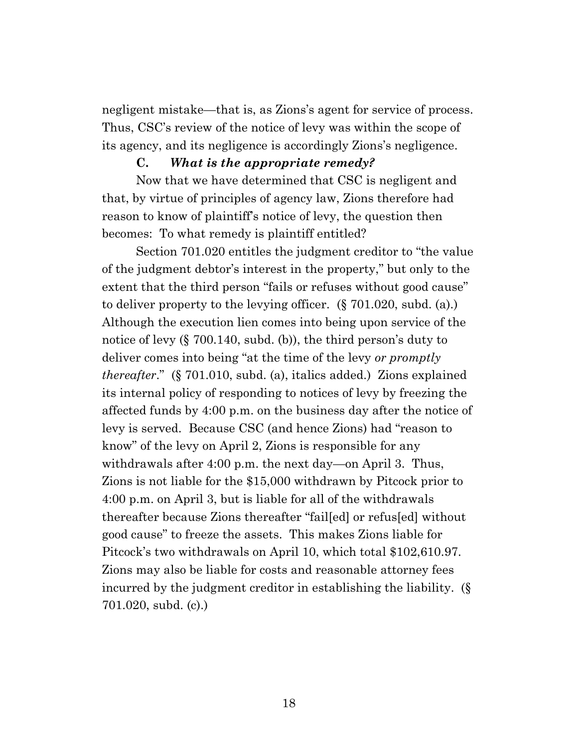negligent mistake—that is, as Zions's agent for service of process. Thus, CSC's review of the notice of levy was within the scope of its agency, and its negligence is accordingly Zions's negligence.

### C. *What is the appropriate remedy?*

Now that we have determined that CSC is negligent and that, by virtue of principles of agency law, Zions therefore had reason to know of plaintiff's notice of levy, the question then becomes: To what remedy is plaintiff entitled?

Section 701.020 entitles the judgment creditor to "the value of the judgment debtor's interest in the property," but only to the extent that the third person "fails or refuses without good cause" to deliver property to the levying officer. (§ 701.020, subd. (a).) Although the execution lien comes into being upon service of the notice of levy (§ 700.140, subd. (b)), the third person's duty to deliver comes into being "at the time of the levy *or promptly thereafter*." (§ 701.010, subd. (a), italics added.) Zions explained its internal policy of responding to notices of levy by freezing the affected funds by 4:00 p.m. on the business day after the notice of levy is served. Because CSC (and hence Zions) had "reason to know" of the levy on April 2, Zions is responsible for any withdrawals after 4:00 p.m. the next day—on April 3. Thus, Zions is not liable for the $15,000 withdrawn by Pitcock prior to 4:00 p.m. on April 3, but is liable for all of the withdrawals thereafter because Zions thereafter "fail[ed] or refus[ed] without good cause" to freeze the assets. This makes Zions liable for Pitcock's two withdrawals on April 10, which total $102,610.97. Zions may also be liable for costs and reasonable attorney fees incurred by the judgment creditor in establishing the liability. (§ 701.020, subd. (c).)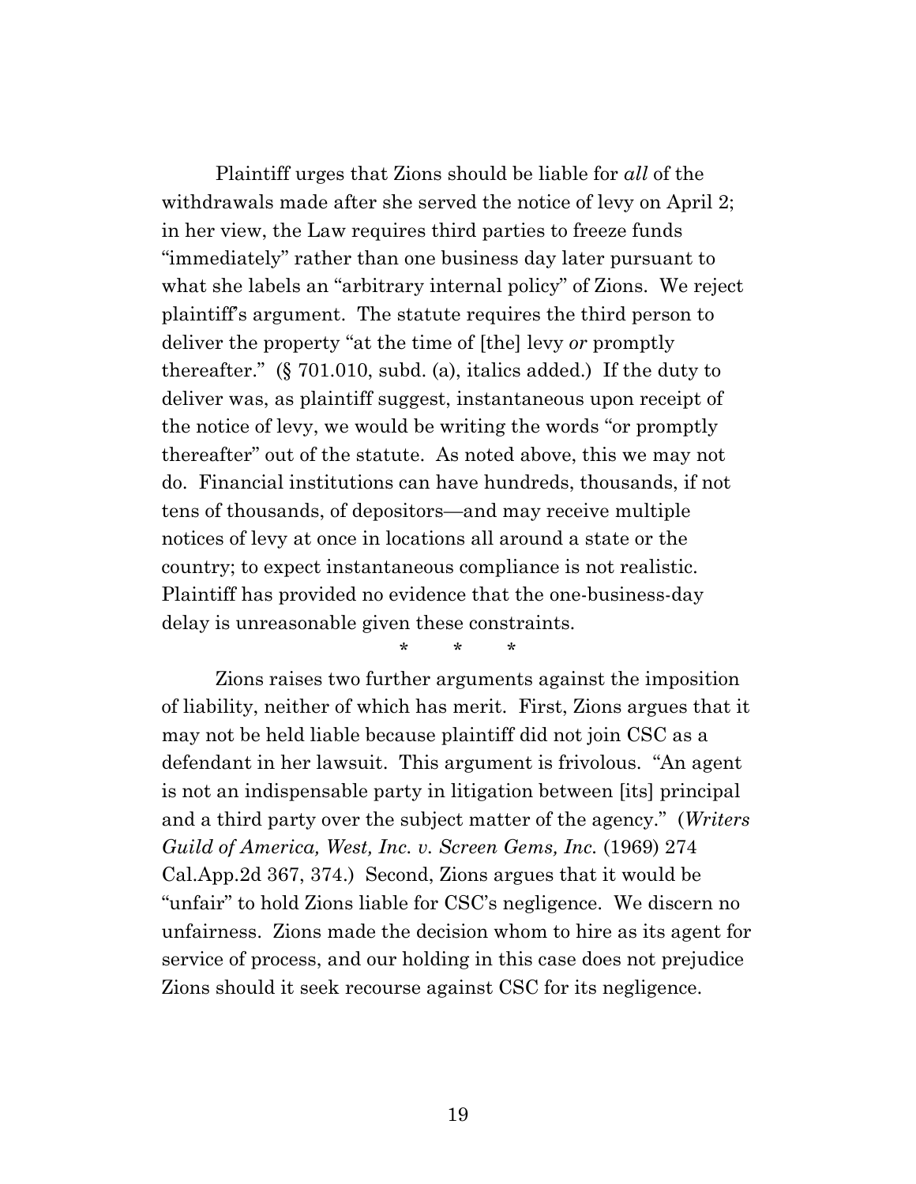Plaintiff urges that Zions should be liable for *all* of the withdrawals made after she served the notice of levy on April 2; in her view, the Law requires third parties to freeze funds "immediately" rather than one business day later pursuant to what she labels an "arbitrary internal policy" of Zions. We reject plaintiff's argument. The statute requires the third person to deliver the property "at the time of [the] levy *or* promptly thereafter." (§ 701.010, subd. (a), italics added.) If the duty to deliver was, as plaintiff suggest, instantaneous upon receipt of the notice of levy, we would be writing the words "or promptly thereafter" out of the statute. As noted above, this we may not do. Financial institutions can have hundreds, thousands, if not tens of thousands, of depositors—and may receive multiple notices of levy at once in locations all around a state or the country; to expect instantaneous compliance is not realistic. Plaintiff has provided no evidence that the one-business-day delay is unreasonable given these constraints.

\* \* \*

Zions raises two further arguments against the imposition of liability, neither of which has merit. First, Zions argues that it may not be held liable because plaintiff did not join CSC as a defendant in her lawsuit. This argument is frivolous. "An agent is not an indispensable party in litigation between [its] principal and a third party over the subject matter of the agency." (*Writers Guild of America, West, Inc. v. Screen Gems, Inc.* (1969) 274 Cal.App.2d 367, 374.) Second, Zions argues that it would be "unfair" to hold Zions liable for CSC's negligence. We discern no unfairness. Zions made the decision whom to hire as its agent for service of process, and our holding in this case does not prejudice Zions should it seek recourse against CSC for its negligence.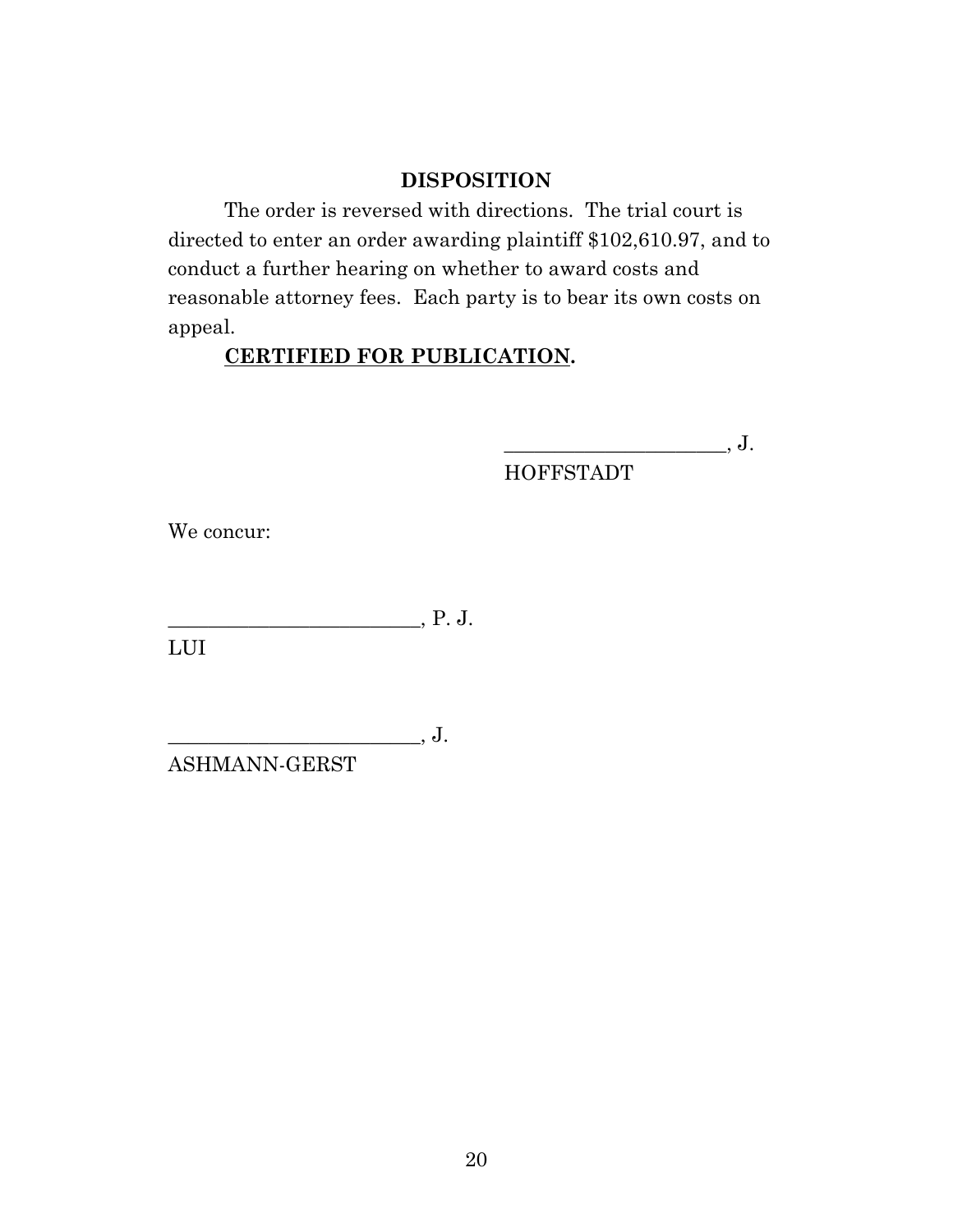## DISPOSITION

The order is reversed with directions. The trial court is directed to enter an order awarding plaintiff $102,610.97, and to conduct a further hearing on whether to award costs and reasonable attorney fees. Each party is to bear its own costs on appeal.

**CERTIFIED FOR PUBLICATION.**

______________________, J.
HOFFSTADT

We concur:

_________________________, P. J.
LUI

_________________________, J.
ASHMANN-GERST